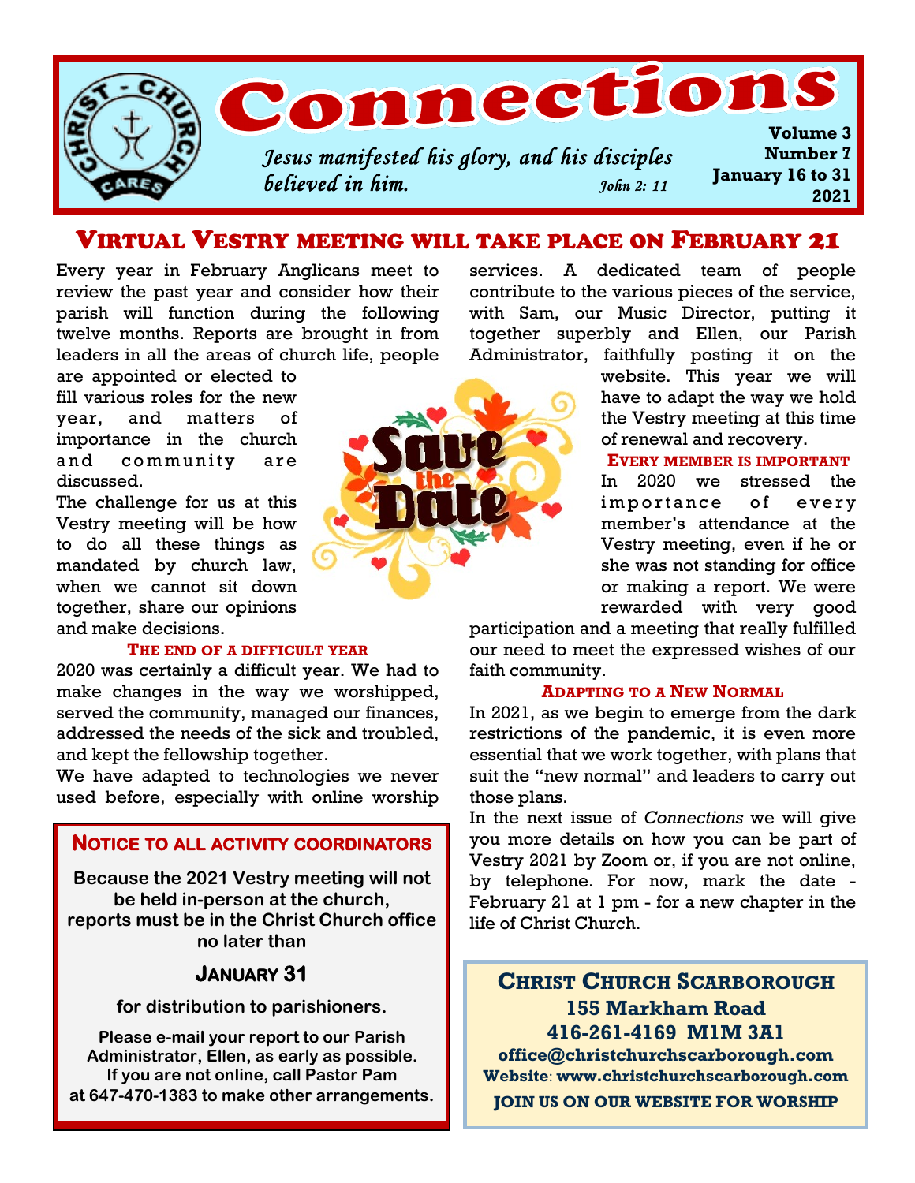# Connections

*Jesus manifested his glory, and his disciples believed in him.* *John 2: 11*

**Volume 3**
**Number 7**
**January 16 to 31**
**2021**

## Virtual Vestry meeting will take place on February 21

Every year in February Anglicans meet to review the past year and consider how their parish will function during the following twelve months. Reports are brought in from leaders in all the areas of church life, people are appointed or elected to fill various roles for the new year, and matters of importance in the church and community are discussed.

The challenge for us at this Vestry meeting will be how to do all these things as mandated by church law, when we cannot sit down together, share our opinions and make decisions.

### The end of a difficult year

2020 was certainly a difficult year. We had to make changes in the way we worshipped, served the community, managed our finances, addressed the needs of the sick and troubled, and kept the fellowship together.

We have adapted to technologies we never used before, especially with online worship services. A dedicated team of people contribute to the various pieces of the service, with Sam, our Music Director, putting it together superbly and Ellen, our Parish Administrator, faithfully posting it on the website. This year we will have to adapt the way we hold the Vestry meeting at this time of renewal and recovery.

### Every member is important

In 2020 we stressed the importance of every member's attendance at the Vestry meeting, even if he or she was not standing for office or making a report. We were rewarded with very good participation and a meeting that really fulfilled our need to meet the expressed wishes of our faith community.

### Adapting to a New Normal

In 2021, as we begin to emerge from the dark restrictions of the pandemic, it is even more essential that we work together, with plans that suit the "new normal" and leaders to carry out those plans.

In the next issue of *Connections* we will give you more details on how you can be part of Vestry 2021 by Zoom or, if you are not online, by telephone. For now, mark the date - February 21 at 1 pm - for a new chapter in the life of Christ Church.

### Notice to all activity coordinators

**Because the 2021 Vestry meeting will not be held in-person at the church, reports must be in the Christ Church office no later than**

**January 31**

**for distribution to parishioners.**

**Please e-mail your report to our Parish Administrator, Ellen, as early as possible. If you are not online, call Pastor Pam at 647-470-1383 to make other arrangements.**

**Christ Church Scarborough**
**155 Markham Road**
**416-261-4169 M1M 3A1**
**office@christchurchscarborough.com**
**Website: www.christchurchscarborough.com**
**JOIN US ON OUR WEBSITE FOR WORSHIP**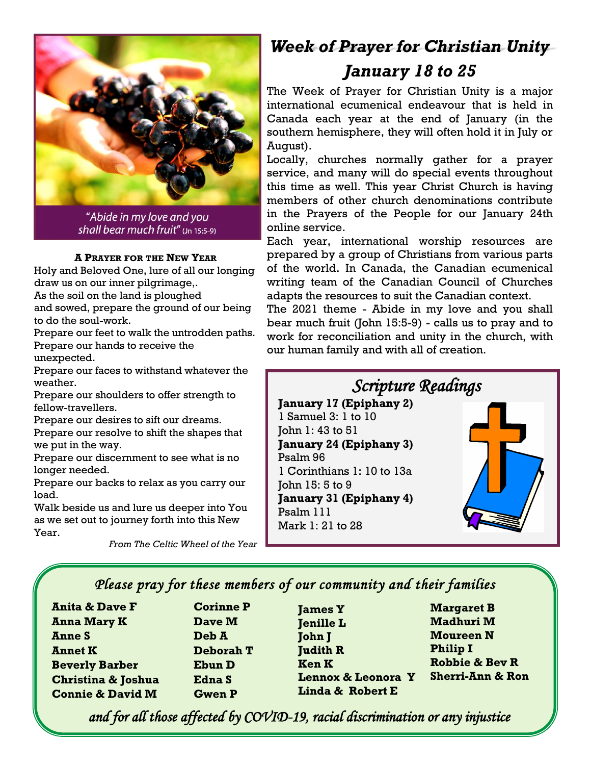"Abide in my love and you shall bear much fruit" (Jn 15:5-9)

**A Prayer for the New Year**

Holy and Beloved One, lure of all our longing draw us on our inner pilgrimage,.
As the soil on the land is ploughed
and sowed, prepare the ground of our being to do the soul-work.
Prepare our feet to walk the untrodden paths.
Prepare our hands to receive the unexpected.
Prepare our faces to withstand whatever the weather.
Prepare our shoulders to offer strength to fellow-travellers.
Prepare our desires to sift our dreams.
Prepare our resolve to shift the shapes that we put in the way.
Prepare our discernment to see what is no longer needed.
Prepare our backs to relax as you carry our load.
Walk beside us and lure us deeper into You as we set out to journey forth into this New Year.

*From The Celtic Wheel of the Year*

# *Week of Prayer for Christian Unity*

## *January 18 to 25*

The Week of Prayer for Christian Unity is a major international ecumenical endeavour that is held in Canada each year at the end of January (in the southern hemisphere, they will often hold it in July or August).

Locally, churches normally gather for a prayer service, and many will do special events throughout this time as well. This year Christ Church is having members of other church denominations contribute in the Prayers of the People for our January 24th online service.

Each year, international worship resources are prepared by a group of Christians from various parts of the world. In Canada, the Canadian ecumenical writing team of the Canadian Council of Churches adapts the resources to suit the Canadian context.

The 2021 theme - Abide in my love and you shall bear much fruit (John 15:5-9) - calls us to pray and to work for reconciliation and unity in the church, with our human family and with all of creation.

## *Scripture Readings*

**January 17 (Epiphany 2)**
1 Samuel 3: 1 to 10
John 1: 43 to 51

**January 24 (Epiphany 3)**
Psalm 96
1 Corinthians 1: 10 to 13a
John 15: 5 to 9

**January 31 (Epiphany 4)**
Psalm 111
Mark 1: 21 to 28

## *Please pray for these members of our community and their families*

**Anita & Dave F**
**Anna Mary K**
**Anne S**
**Annet K**
**Beverly Barber**
**Christina & Joshua**
**Connie & David M**
**Corinne P**
**Dave M**
**Deb A**
**Deborah T**
**Ebun D**
**Edna S**
**Gwen P**
**James Y**
**Jenille L**
**John J**
**Judith R**
**Ken K**
**Lennox & Leonora Y**
**Linda & Robert E**
**Margaret B**
**Madhuri M**
**Moureen N**
**Philip I**
**Robbie & Bev R**
**Sherri-Ann & Ron**

*and for all those affected by COVID-19, racial discrimination or any injustice*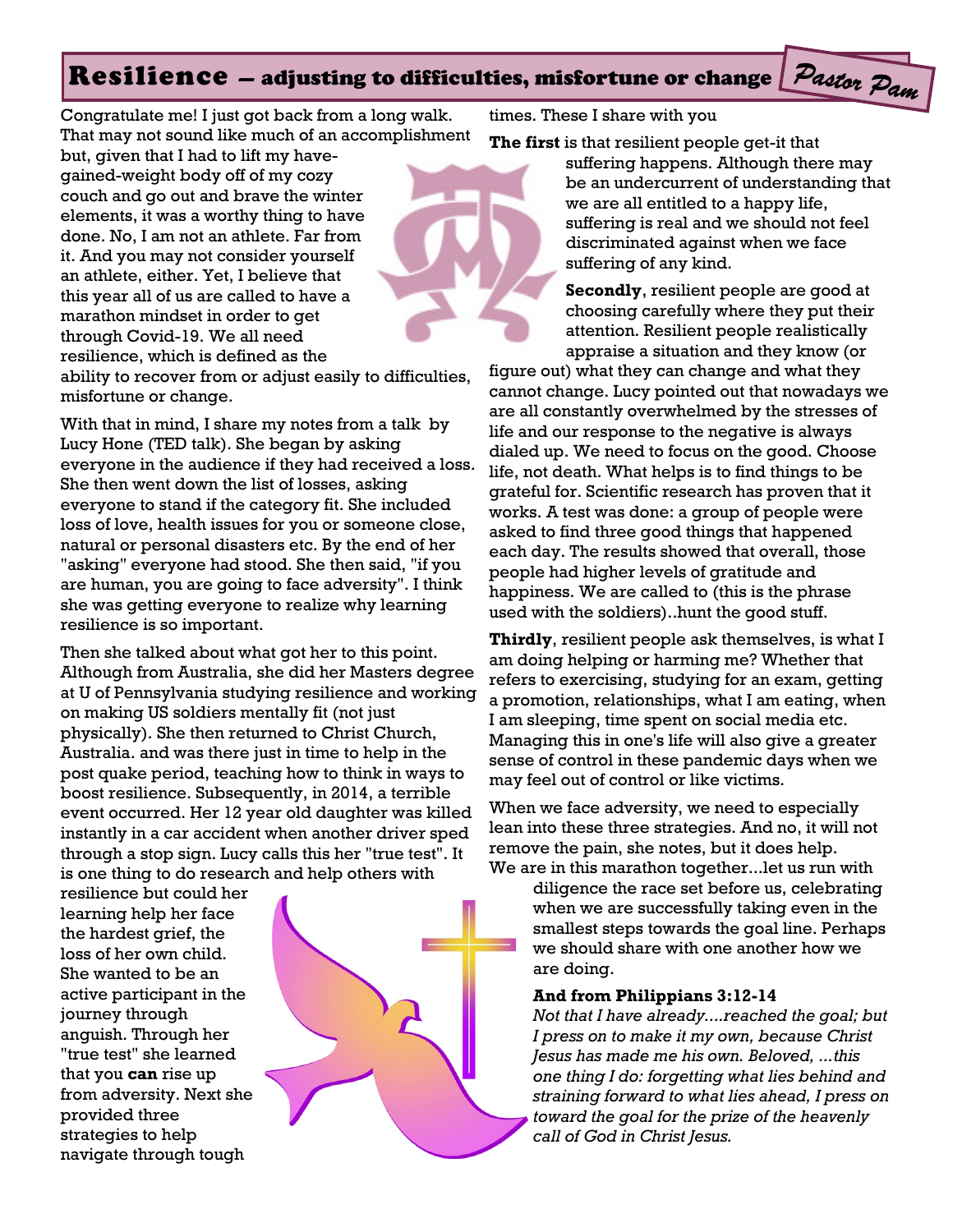# Resilience – adjusting to difficulties, misfortune or change

*Pastor Pam*

Congratulate me! I just got back from a long walk. That may not sound like much of an accomplishment but, given that I had to lift my have-gained-weight body off of my cozy couch and go out and brave the winter elements, it was a worthy thing to have done. No, I am not an athlete. Far from it. And you may not consider yourself an athlete, either. Yet, I believe that this year all of us are called to have a marathon mindset in order to get through Covid-19. We all need resilience, which is defined as the ability to recover from or adjust easily to difficulties, misfortune or change.

With that in mind, I share my notes from a talk by Lucy Hone (TED talk). She began by asking everyone in the audience if they had received a loss. She then went down the list of losses, asking everyone to stand if the category fit. She included loss of love, health issues for you or someone close, natural or personal disasters etc. By the end of her "asking" everyone had stood. She then said, "if you are human, you are going to face adversity". I think she was getting everyone to realize why learning resilience is so important.

Then she talked about what got her to this point. Although from Australia, she did her Masters degree at U of Pennsylvania studying resilience and working on making US soldiers mentally fit (not just physically). She then returned to Christ Church, Australia. and was there just in time to help in the post quake period, teaching how to think in ways to boost resilience. Subsequently, in 2014, a terrible event occurred. Her 12 year old daughter was killed instantly in a car accident when another driver sped through a stop sign. Lucy calls this her "true test". It is one thing to do research and help others with resilience but could her learning help her face the hardest grief, the loss of her own child. She wanted to be an active participant in the journey through anguish. Through her "true test" she learned that you **can** rise up from adversity. Next she provided three strategies to help navigate through tough times. These I share with you

**The first** is that resilient people get-it that suffering happens. Although there may be an undercurrent of understanding that we are all entitled to a happy life, suffering is real and we should not feel discriminated against when we face suffering of any kind.

**Secondly**, resilient people are good at choosing carefully where they put their attention. Resilient people realistically appraise a situation and they know (or figure out) what they can change and what they cannot change. Lucy pointed out that nowadays we are all constantly overwhelmed by the stresses of life and our response to the negative is always dialed up. We need to focus on the good. Choose life, not death. What helps is to find things to be grateful for. Scientific research has proven that it works. A test was done: a group of people were asked to find three good things that happened each day. The results showed that overall, those people had higher levels of gratitude and happiness. We are called to (this is the phrase used with the soldiers)..hunt the good stuff.

**Thirdly**, resilient people ask themselves, is what I am doing helping or harming me? Whether that refers to exercising, studying for an exam, getting a promotion, relationships, what I am eating, when I am sleeping, time spent on social media etc. Managing this in one's life will also give a greater sense of control in these pandemic days when we may feel out of control or like victims.

When we face adversity, we need to especially lean into these three strategies. And no, it will not remove the pain, she notes, but it does help. We are in this marathon together...let us run with diligence the race set before us, celebrating when we are successfully taking even in the smallest steps towards the goal line. Perhaps we should share with one another how we are doing.

**And from Philippians 3:12-14**

*Not that I have already....reached the goal; but I press on to make it my own, because Christ Jesus has made me his own. Beloved, ...this one thing I do: forgetting what lies behind and straining forward to what lies ahead, I press on toward the goal for the prize of the heavenly call of God in Christ Jesus.*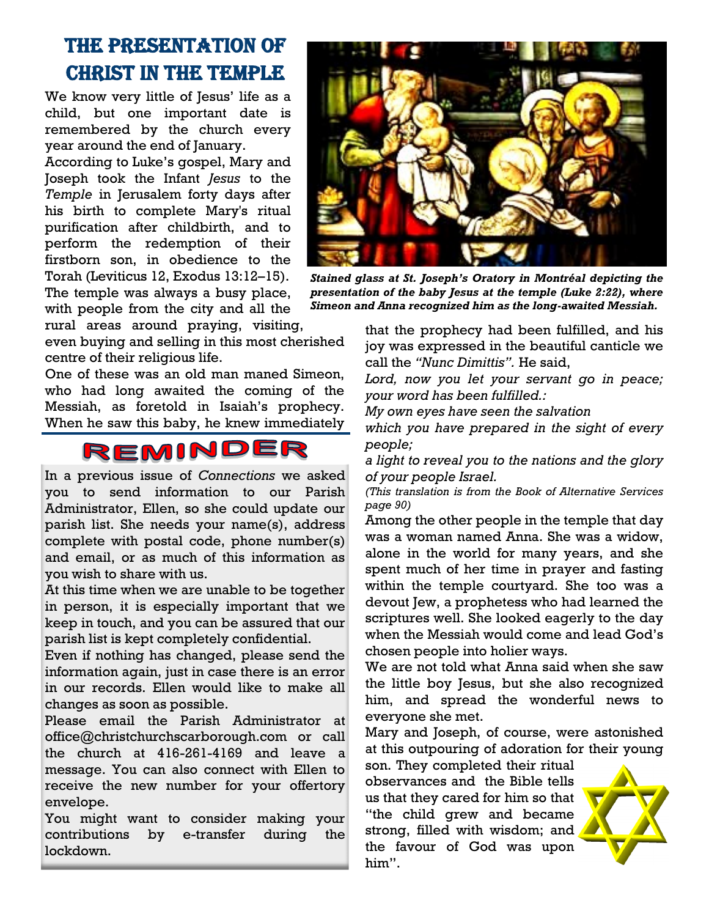# The Presentation of Christ in the Temple

We know very little of Jesus' life as a child, but one important date is remembered by the church every year around the end of January.

According to Luke's gospel, Mary and Joseph took the Infant *Jesus* to the *Temple* in Jerusalem forty days after his birth to complete Mary's ritual purification after childbirth, and to perform the redemption of their firstborn son, in obedience to the Torah (Leviticus 12, Exodus 13:12–15).

The temple was always a busy place, with people from the city and all the rural areas around praying, visiting, even buying and selling in this most cherished centre of their religious life.

One of these was an old man maned Simeon, who had long awaited the coming of the Messiah, as foretold in Isaiah's prophecy. When he saw this baby, he knew immediately that the prophecy had been fulfilled, and his joy was expressed in the beautiful canticle we call the *"Nunc Dimittis"*. He said,

*Lord, now you let your servant go in peace; your word has been fulfilled.:*
*My own eyes have seen the salvation*
*which you have prepared in the sight of every people;*
*a light to reveal you to the nations and the glory of your people Israel.*

*(This translation is from the Book of Alternative Services page 90)*

Among the other people in the temple that day was a woman named Anna. She was a widow, alone in the world for many years, and she spent much of her time in prayer and fasting within the temple courtyard. She too was a devout Jew, a prophetess who had learned the scriptures well. She looked eagerly to the day when the Messiah would come and lead God's chosen people into holier ways.

We are not told what Anna said when she saw the little boy Jesus, but she also recognized him, and spread the wonderful news to everyone she met.

Mary and Joseph, of course, were astonished at this outpouring of adoration for their young son. They completed their ritual observances and the Bible tells us that they cared for him so that "the child grew and became strong, filled with wisdom; and the favour of God was upon him".

***Stained glass at St. Joseph's Oratory in Montréal depicting the presentation of the baby Jesus at the temple (Luke 2:22), where Simeon and Anna recognized him as the long-awaited Messiah.***

# REMINDER

In a previous issue of *Connections* we asked you to send information to our Parish Administrator, Ellen, so she could update our parish list. She needs your name(s), address complete with postal code, phone number(s) and email, or as much of this information as you wish to share with us.

At this time when we are unable to be together in person, it is especially important that we keep in touch, and you can be assured that our parish list is kept completely confidential.

Even if nothing has changed, please send the information again, just in case there is an error in our records. Ellen would like to make all changes as soon as possible.

Please email the Parish Administrator at office@christchurchscarborough.com or call the church at 416-261-4169 and leave a message. You can also connect with Ellen to receive the new number for your offertory envelope.

You might want to consider making your contributions by e-transfer during the lockdown.